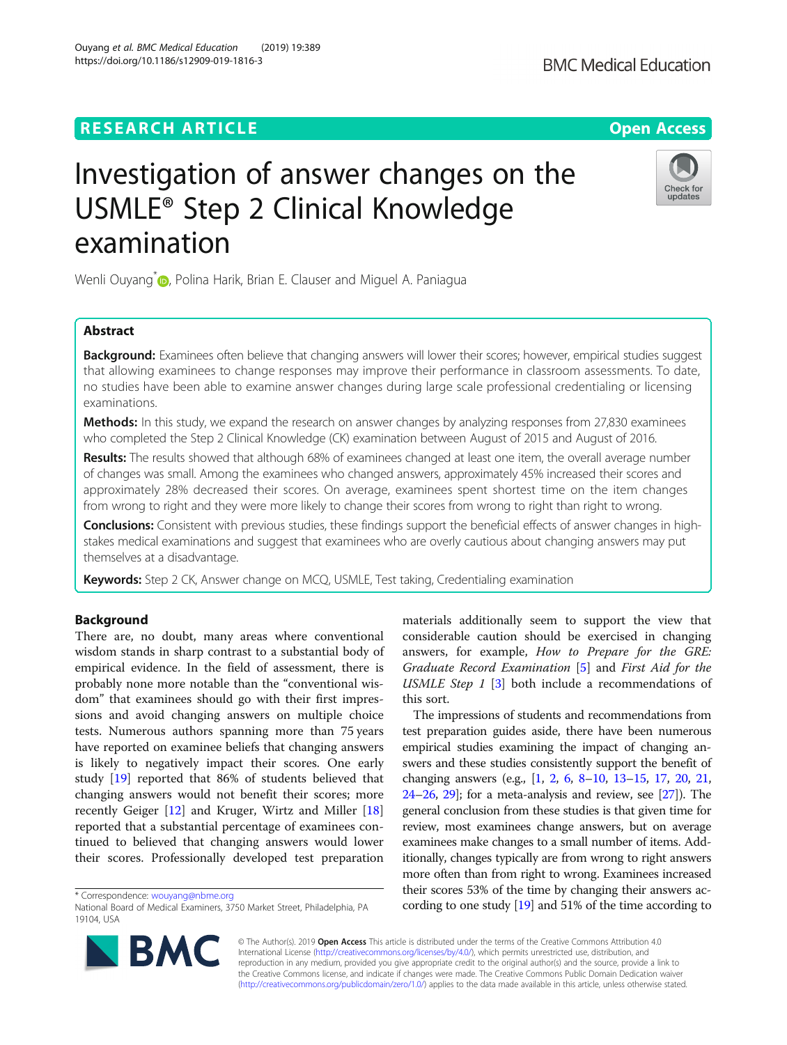RESEARCH ARTICLE

Open Access

# Investigation of answer changes on the USMLE® Step 2 Clinical Knowledge examination

Wenli Ouyang*, Polina Harik, Brian E. Clauser and Miguel A. Paniagua

## Abstract

**Background:** Examinees often believe that changing answers will lower their scores; however, empirical studies suggest that allowing examinees to change responses may improve their performance in classroom assessments. To date, no studies have been able to examine answer changes during large scale professional credentialing or licensing examinations.

**Methods:** In this study, we expand the research on answer changes by analyzing responses from 27,830 examinees who completed the Step 2 Clinical Knowledge (CK) examination between August of 2015 and August of 2016.

**Results:** The results showed that although 68% of examinees changed at least one item, the overall average number of changes was small. Among the examinees who changed answers, approximately 45% increased their scores and approximately 28% decreased their scores. On average, examinees spent shortest time on the item changes from wrong to right and they were more likely to change their scores from wrong to right than right to wrong.

**Conclusions:** Consistent with previous studies, these findings support the beneficial effects of answer changes in high-stakes medical examinations and suggest that examinees who are overly cautious about changing answers may put themselves at a disadvantage.

**Keywords:** Step 2 CK, Answer change on MCQ, USMLE, Test taking, Credentialing examination

## Background

There are, no doubt, many areas where conventional wisdom stands in sharp contrast to a substantial body of empirical evidence. In the field of assessment, there is probably none more notable than the "conventional wisdom" that examinees should go with their first impressions and avoid changing answers on multiple choice tests. Numerous authors spanning more than 75 years have reported on examinee beliefs that changing answers is likely to negatively impact their scores. One early study [19] reported that 86% of students believed that changing answers would not benefit their scores; more recently Geiger [12] and Kruger, Wirtz and Miller [18] reported that a substantial percentage of examinees continued to believed that changing answers would lower their scores. Professionally developed test preparation materials additionally seem to support the view that considerable caution should be exercised in changing answers, for example, *How to Prepare for the GRE: Graduate Record Examination* [5] and *First Aid for the USMLE Step 1* [3] both include a recommendations of this sort.

The impressions of students and recommendations from test preparation guides aside, there have been numerous empirical studies examining the impact of changing answers and these studies consistently support the benefit of changing answers (e.g., [1, 2, 6, 8–10, 13–15, 17, 20, 21, 24–26, 29]; for a meta-analysis and review, see [27]). The general conclusion from these studies is that given time for review, most examinees change answers, but on average examinees make changes to a small number of items. Additionally, changes typically are from wrong to right answers more often than from right to wrong. Examinees increased their scores 53% of the time by changing their answers according to one study [19] and 51% of the time according to

* Correspondence: wouyang@nbme.org
National Board of Medical Examiners, 3750 Market Street, Philadelphia, PA 19104, USA

© The Author(s). 2019 **Open Access** This article is distributed under the terms of the Creative Commons Attribution 4.0 International License (http://creativecommons.org/licenses/by/4.0/), which permits unrestricted use, distribution, and reproduction in any medium, provided you give appropriate credit to the original author(s) and the source, provide a link to the Creative Commons license, and indicate if changes were made. The Creative Commons Public Domain Dedication waiver (http://creativecommons.org/publicdomain/zero/1.0/) applies to the data made available in this article, unless otherwise stated.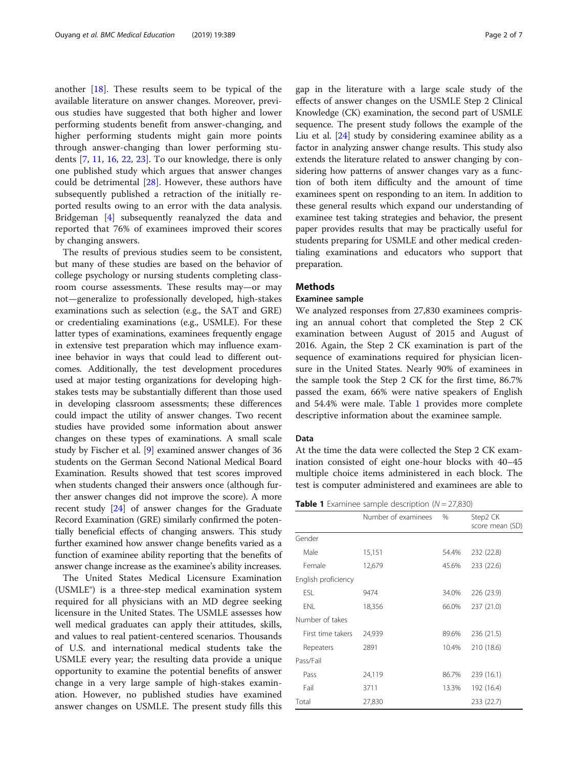another [18]. These results seem to be typical of the available literature on answer changes. Moreover, previous studies have suggested that both higher and lower performing students benefit from answer-changing, and higher performing students might gain more points through answer-changing than lower performing students [7, 11, 16, 22, 23]. To our knowledge, there is only one published study which argues that answer changes could be detrimental [28]. However, these authors have subsequently published a retraction of the initially reported results owing to an error with the data analysis. Bridgeman [4] subsequently reanalyzed the data and reported that 76% of examinees improved their scores by changing answers.

The results of previous studies seem to be consistent, but many of these studies are based on the behavior of college psychology or nursing students completing classroom course assessments. These results may—or may not—generalize to professionally developed, high-stakes examinations such as selection (e.g., the SAT and GRE) or credentialing examinations (e.g., USMLE). For these latter types of examinations, examinees frequently engage in extensive test preparation which may influence examinee behavior in ways that could lead to different outcomes. Additionally, the test development procedures used at major testing organizations for developing high-stakes tests may be substantially different than those used in developing classroom assessments; these differences could impact the utility of answer changes. Two recent studies have provided some information about answer changes on these types of examinations. A small scale study by Fischer et al. [9] examined answer changes of 36 students on the German Second National Medical Board Examination. Results showed that test scores improved when students changed their answers once (although further answer changes did not improve the score). A more recent study [24] of answer changes for the Graduate Record Examination (GRE) similarly confirmed the potentially beneficial effects of changing answers. This study further examined how answer change benefits varied as a function of examinee ability reporting that the benefits of answer change increase as the examinee's ability increases.

The United States Medical Licensure Examination (USMLE®) is a three-step examination system required for all physicians with an MD degree seeking licensure in the United States. The USMLE assesses how well medical graduates can apply their attitudes, skills, and values to real patient-centered scenarios. Thousands of U.S. and international medical students take the USMLE every year; the resulting data provide a unique opportunity to examine the potential benefits of answer change in a very large sample of high-stakes examination. However, no published studies have examined answer changes on USMLE. The present study fills this gap in the literature with a large scale study of the effects of answer changes on the USMLE Step 2 Clinical Knowledge (CK) examination, the second part of USMLE sequence. The present study follows the example of the Liu et al. [24] study by considering examinee ability as a factor in analyzing answer change results. This study also extends the literature related to answer changing by considering how patterns of answer changes vary as a function of both item difficulty and the amount of time examinees spent on responding to an item. In addition to these general results which expand our understanding of examinee test taking strategies and behavior, the present paper provides results that may be practically useful for students preparing for USMLE and other medical credentialing examinations and educators who support that preparation.

## Methods

### Examinee sample

We analyzed responses from 27,830 examinees comprising an annual cohort that completed the Step 2 CK examination between August of 2015 and August of 2016. Again, the Step 2 CK examination is part of the sequence of examinations required for physician licensure in the United States. Nearly 90% of examinees in the sample took the Step 2 CK for the first time, 86.7% passed the exam, 66% were native speakers of English and 54.4% were male. Table 1 provides more complete descriptive information about the examinee sample.

### Data

At the time the data were collected the Step 2 CK examination consisted of eight one-hour blocks with 40–45 multiple choice items administered in each block. The test is computer administered and examinees are able to

**Table 1** Examinee sample description ($N = 27{,}830$)

| | Number of examinees | % | Step2 CK score mean (SD) |
|---|---|---|---|
| Gender | | | |
| Male | 15,151 | 54.4% | 232 (22.8) |
| Female | 12,679 | 45.6% | 233 (22.6) |
| English proficiency | | | |
| ESL | 9474 | 34.0% | 226 (23.9) |
| ENL | 18,356 | 66.0% | 237 (21.0) |
| Number of takes | | | |
| First time takers | 24,939 | 89.6% | 236 (21.5) |
| Repeaters | 2891 | 10.4% | 210 (18.6) |
| Pass/Fail | | | |
| Pass | 24,119 | 86.7% | 239 (16.1) |
| Fail | 3711 | 13.3% | 192 (16.4) |
| Total | 27,830 | | 233 (22.7) |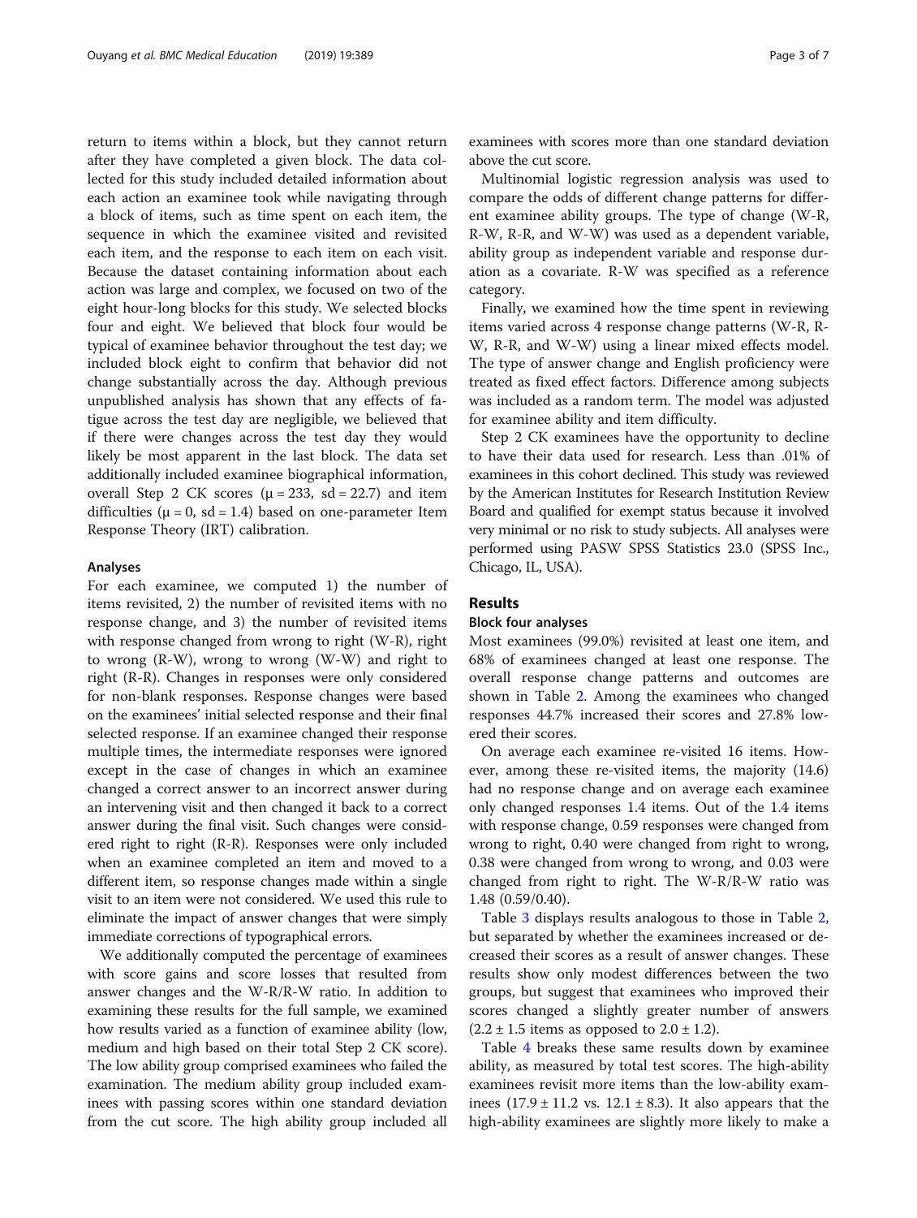return to items within a block, but they cannot return after they have completed a given block. The data collected for this study included detailed information about each action an examinee took while navigating through a block of items, such as time spent on each item, the sequence in which the examinee visited and revisited each item, and the response to each item on each visit. Because the dataset containing information about each action was large and complex, we focused on two of the eight hour-long blocks for this study. We selected blocks four and eight. We believed that block four would be typical of examinee behavior throughout the test day; we included block eight to confirm that behavior did not change substantially across the day. Although previous unpublished analysis has shown that any effects of fatigue across the test day are negligible, we believed that if there were changes across the test day they would likely be most apparent in the last block. The data set additionally included examinee biographical information, overall Step 2 CK scores ($\mu = 233$, sd = 22.7) and item difficulties ($\mu = 0$, sd = 1.4) based on one-parameter Item Response Theory (IRT) calibration.

### Analyses

For each examinee, we computed 1) the number of items revisited, 2) the number of revisited items with no response change, and 3) the number of revisited items with response changed from wrong to right (W-R), right to wrong (R-W), wrong to wrong (W-W) and right to right (R-R). Changes in responses were only considered for non-blank responses. Response changes were based on the examinees' initial selected response and their final selected response. If an examinee changed their response multiple times, the intermediate responses were ignored except in the case of changes in which an examinee changed a correct answer to an incorrect answer during an intervening visit and then changed it back to a correct answer during the final visit. Such changes were considered right to right (R-R). Responses were only included when an examinee completed an item and moved to a different item, so response changes made within a single visit to an item were not considered. We used this rule to eliminate the impact of answer changes that were simply immediate corrections of typographical errors.

We additionally computed the percentage of examinees with score gains and score losses that resulted from answer changes and the W-R/R-W ratio. In addition to examining these results for the full sample, we examined how results varied as a function of examinee ability (low, medium and high based on their total Step 2 CK score). The low ability group comprised examinees who failed the examination. The medium ability group included examinees with passing scores within one standard deviation from the cut score. The high ability group included all examinees with scores more than one standard deviation above the cut score.

Multinomial logistic regression analysis was used to compare the odds of different change patterns for different examinee ability groups. The type of change (W-R, R-W, R-R, and W-W) was used as a dependent variable, ability group as independent variable and response duration as a covariate. R-W was specified as a reference category.

Finally, we examined how the time spent in reviewing items varied across 4 response change patterns (W-R, R-W, R-R, and W-W) using a linear mixed effects model. The type of answer change and English proficiency were treated as fixed effect factors. Difference among subjects was included as a random term. The model was adjusted for examinee ability and item difficulty.

Step 2 CK examinees have the opportunity to decline to have their data used for research. Less than .01% of examinees in this cohort declined. This study was reviewed by the American Institutes for Research Institution Review Board and qualified for exempt status because it involved very minimal or no risk to study subjects. All analyses were performed using PASW SPSS Statistics 23.0 (SPSS Inc., Chicago, IL, USA).

## Results

### Block four analyses

Most examinees (99.0%) revisited at least one item, and 68% of examinees changed at least one response. The overall response change patterns and outcomes are shown in Table 2. Among the examinees who changed responses 44.7% increased their scores and 27.8% lowered their scores.

On average each examinee re-visited 16 items. However, among these re-visited items, the majority (14.6) had no response change and on average each examinee only changed responses 1.4 items. Out of the 1.4 items with response change, 0.59 responses were changed from wrong to right, 0.40 were changed from right to wrong, 0.38 were changed from wrong to wrong, and 0.03 were changed from right to right. The W-R/R-W ratio was 1.48 (0.59/0.40).

Table 3 displays results analogous to those in Table 2, but separated by whether the examinees increased or decreased their scores as a result of answer changes. These results show only modest differences between the two groups, but suggest that examinees who improved their scores changed a slightly greater number of answers ($2.2 \pm 1.5$ items as opposed to $2.0 \pm 1.2$).

Table 4 breaks these same results down by examinee ability, as measured by total test scores. The high-ability examinees revisit more items than the low-ability examinees ($17.9 \pm 11.2$ vs. $12.1 \pm 8.3$). It also appears that the high-ability examinees are slightly more likely to make a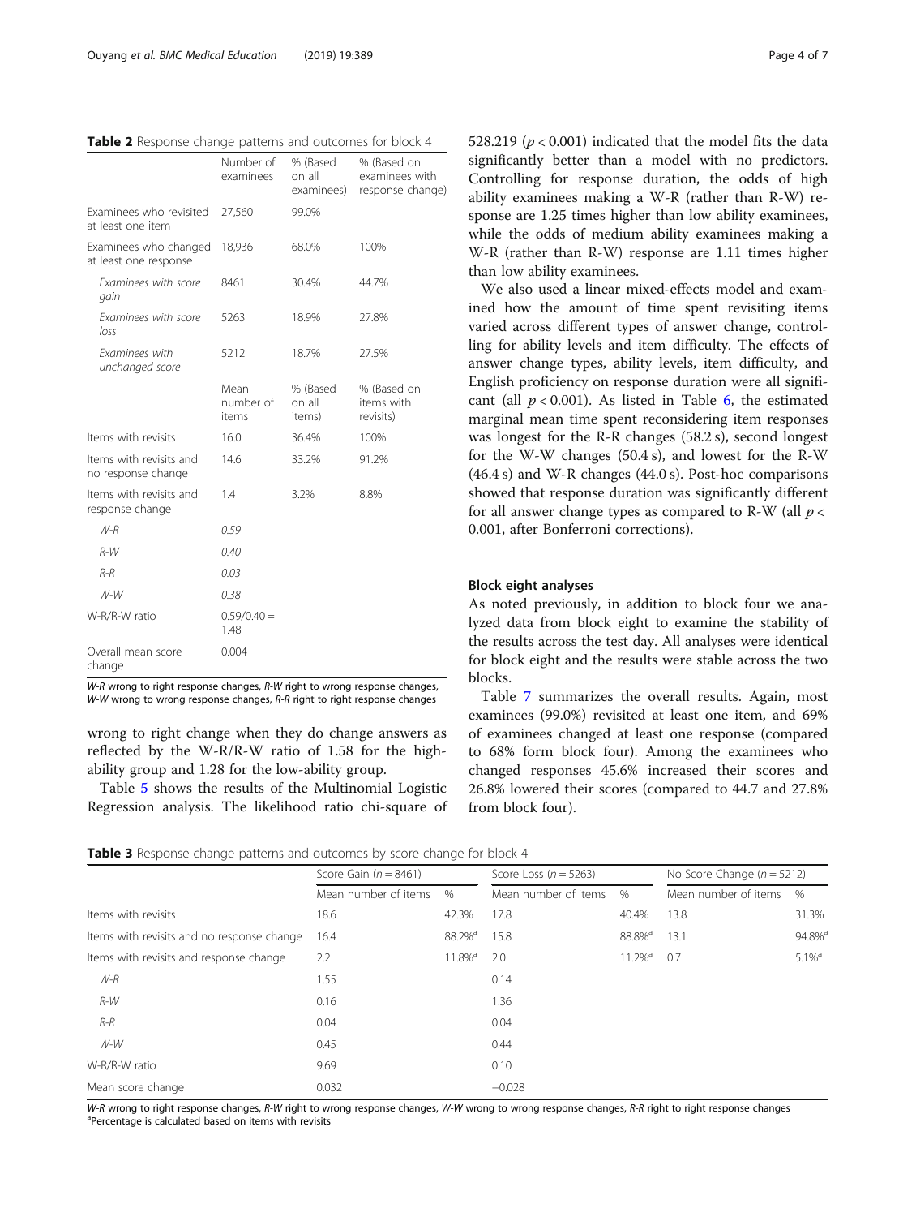**Table 2** Response change patterns and outcomes for block 4

| | Number of examinees | % (Based on all examinees) | % (Based on examinees with response change) |
|---|---|---|---|
| Examinees who revisited at least one item | 27,560 | 99.0% | |
| Examinees who changed at least one response | 18,936 | 68.0% | 100% |
| *Examinees with score gain* | 8461 | 30.4% | 44.7% |
| *Examinees with score loss* | 5263 | 18.9% | 27.8% |
| *Examinees with unchanged score* | 5212 | 18.7% | 27.5% |
| | Mean number of items | % (Based on all items) | % (Based on items with revisits) |
| Items with revisits | 16.0 | 36.4% | 100% |
| Items with revisits and no response change | 14.6 | 33.2% | 91.2% |
| Items with revisits and response change | 1.4 | 3.2% | 8.8% |
| *W-R* | *0.59* | | |
| *R-W* | *0.40* | | |
| *R-R* | *0.03* | | |
| *W-W* | *0.38* | | |
| W-R/R-W ratio | 0.59/0.40 = 1.48 | | |
| Overall mean score change | 0.004 | | |

*W-R* wrong to right response changes, *R-W* right to wrong response changes, *W-W* wrong to wrong response changes, *R-R* right to right response changes

wrong to right change when they do change answers as reflected by the W-R/R-W ratio of 1.58 for the high-ability group and 1.28 for the low-ability group.

Table 5 shows the results of the Multinomial Logistic Regression analysis. The likelihood ratio chi-square of 528.219 ($p < 0.001$) indicated that the model fits the data significantly better than a model with no predictors. Controlling for response duration, the odds of high ability examinees making a W-R (rather than R-W) response are 1.25 times higher than low ability examinees, while the odds of medium ability examinees making a W-R (rather than R-W) response are 1.11 times higher than low ability examinees.

We also used a linear mixed-effects model and examined how the amount of time spent revisiting items varied across different types of answer change, controlling for ability levels and item difficulty. The effects of answer change types, ability levels, item difficulty, and English proficiency on response duration were all significant (all $p < 0.001$). As listed in Table 6, the estimated marginal mean time spent reconsidering item responses was longest for the R-R changes (58.2 s), second longest for the W-W changes (50.4 s), and lowest for the R-W (46.4 s) and W-R changes (44.0 s). Post-hoc comparisons showed that response duration was significantly different for all answer change types as compared to R-W (all $p < 0.001$, after Bonferroni corrections).

### Block eight analyses

As noted previously, in addition to block four we analyzed data from block eight to examine the stability of the results across the test day. All analyses were identical for block eight and the results were stable across the two blocks.

Table 7 summarizes the overall results. Again, most examinees (99.0%) revisited at least one item, and 69% of examinees changed at least one response (compared to 68% form block four). Among the examinees who changed responses 45.6% increased their scores and 26.8% lowered their scores (compared to 44.7 and 27.8% from block four).

**Table 3** Response change patterns and outcomes by score change for block 4

| | Score Gain ($n = 8461$) | | Score Loss ($n = 5263$) | | No Score Change ($n = 5212$) | |
|---|---|---|---|---|---|---|
| | Mean number of items | % | Mean number of items | % | Mean number of items | % |
| Items with revisits | 18.6 | 42.3% | 17.8 | 40.4% | 13.8 | 31.3% |
| Items with revisits and no response change | 16.4 | 88.2%[a] | 15.8 | 88.8%[a] | 13.1 | 94.8%[a] |
| Items with revisits and response change | 2.2 | 11.8%[a] | 2.0 | 11.2%[a] | 0.7 | 5.1%[a] |
| *W-R* | 1.55 | | 0.14 | | | |
| *R-W* | 0.16 | | 1.36 | | | |
| *R-R* | 0.04 | | 0.04 | | | |
| *W-W* | 0.45 | | 0.44 | | | |
| W-R/R-W ratio | 9.69 | | 0.10 | | | |
| Mean score change | 0.032 | | −0.028 | | | |

*W-R* wrong to right response changes, *R-W* right to wrong response changes, *W-W* wrong to wrong response changes, *R-R* right to right response changes
[a]Percentage is calculated based on items with revisits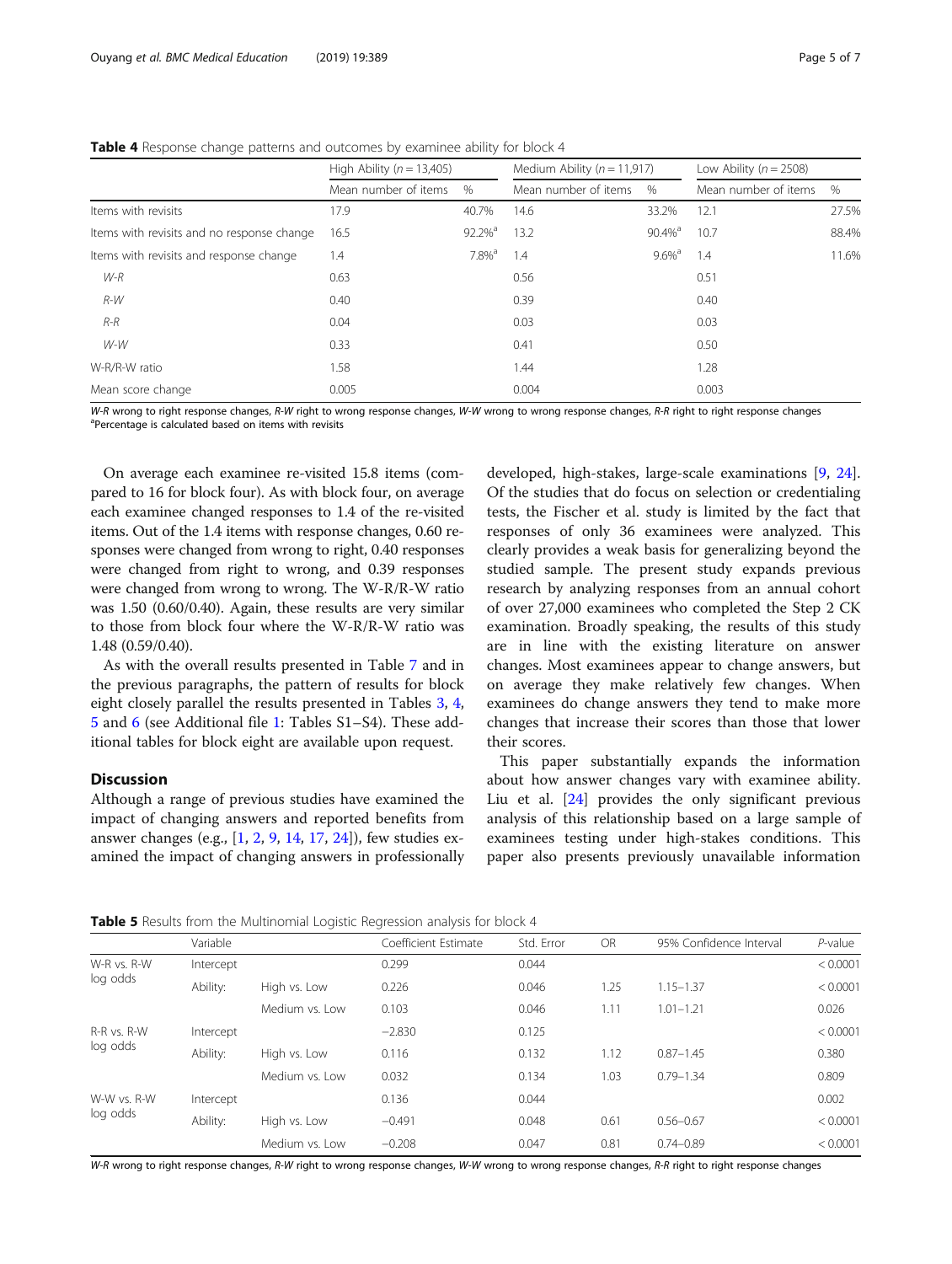**Table 4** Response change patterns and outcomes by examinee ability for block 4

| | High Ability ($n = 13{,}405$) | | Medium Ability ($n = 11{,}917$) | | Low Ability ($n = 2508$) | |
|---|---|---|---|---|---|---|
| | Mean number of items | % | Mean number of items | % | Mean number of items | % |
| Items with revisits | 17.9 | 40.7% | 14.6 | 33.2% | 12.1 | 27.5% |
| Items with revisits and no response change | 16.5 | 92.2%[a] | 13.2 | 90.4%[a] | 10.7 | 88.4% |
| Items with revisits and response change | 1.4 | 7.8%[a] | 1.4 | 9.6%[a] | 1.4 | 11.6% |
| *W-R* | 0.63 | | 0.56 | | 0.51 | |
| *R-W* | 0.40 | | 0.39 | | 0.40 | |
| *R-R* | 0.04 | | 0.03 | | 0.03 | |
| *W-W* | 0.33 | | 0.41 | | 0.50 | |
| W-R/R-W ratio | 1.58 | | 1.44 | | 1.28 | |
| Mean score change | 0.005 | | 0.004 | | 0.003 | |

*W-R* wrong to right response changes, *R-W* right to wrong response changes, *W-W* wrong to wrong response changes, *R-R* right to right response changes
[a]Percentage is calculated based on items with revisits

On average each examinee re-visited 15.8 items (compared to 16 for block four). As with block four, on average each examinee changed responses to 1.4 of the re-visited items. Out of the 1.4 items with response changes, 0.60 responses were changed from wrong to right, 0.40 responses were changed from right to wrong, and 0.39 responses were changed from wrong to wrong. The W-R/R-W ratio was 1.50 (0.60/0.40). Again, these results are very similar to those from block four where the W-R/R-W ratio was 1.48 (0.59/0.40).

As with the overall results presented in Table 7 and in the previous paragraphs, the pattern of results for block eight closely parallel the results presented in Tables 3, 4, 5 and 6 (see Additional file 1: Tables S1–S4). These additional tables for block eight are available upon request.

## Discussion

Although a range of previous studies have examined the impact of changing answers and reported benefits from answer changes (e.g., [1, 2, 9, 14, 17, 24]), few studies examined the impact of changing answers in professionally developed, high-stakes, large-scale examinations [9, 24]. Of the studies that do focus on selection or credentialing tests, the Fischer et al. study is limited by the fact that responses of only 36 examinees were analyzed. This clearly provides a weak basis for generalizing beyond the studied sample. The present study expands previous research by analyzing responses from an annual cohort of over 27,000 examinees who completed the Step 2 CK examination. Broadly speaking, the results of this study are in line with the existing literature on answer changes. Most examinees appear to change answers, but on average they make relatively few changes. When examinees do change answers they tend to make more changes that increase their scores than those that lower their scores.

This paper substantially expands the information about how answer changes vary with examinee ability. Liu et al. [24] provides the only significant previous analysis of this relationship based on a large sample of examinees testing under high-stakes conditions. This paper also presents previously unavailable information

**Table 5** Results from the Multinomial Logistic Regression analysis for block 4

| | Variable | | Coefficient Estimate | Std. Error | OR | 95% Confidence Interval | *P*-value |
|---|---|---|---|---|---|---|---|
| W-R vs. R-W log odds | Intercept | | 0.299 | 0.044 | | | < 0.0001 |
| | Ability: | High vs. Low | 0.226 | 0.046 | 1.25 | 1.15–1.37 | < 0.0001 |
| | | Medium vs. Low | 0.103 | 0.046 | 1.11 | 1.01–1.21 | 0.026 |
| R-R vs. R-W log odds | Intercept | | −2.830 | 0.125 | | | < 0.0001 |
| | Ability: | High vs. Low | 0.116 | 0.132 | 1.12 | 0.87–1.45 | 0.380 |
| | | Medium vs. Low | 0.032 | 0.134 | 1.03 | 0.79–1.34 | 0.809 |
| W-W vs. R-W log odds | Intercept | | 0.136 | 0.044 | | | 0.002 |
| | Ability: | High vs. Low | −0.491 | 0.048 | 0.61 | 0.56–0.67 | < 0.0001 |
| | | Medium vs. Low | −0.208 | 0.047 | 0.81 | 0.74–0.89 | < 0.0001 |

*W-R* wrong to right response changes, *R-W* right to wrong response changes, *W-W* wrong to wrong response changes, *R-R* right to right response changes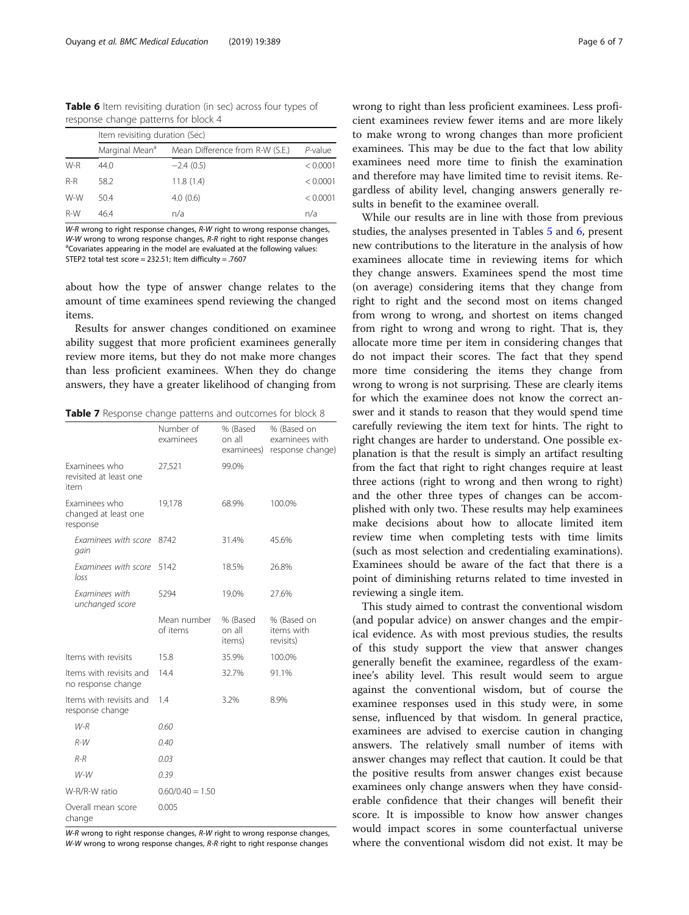**Table 6** Item revisiting duration (in sec) across four types of response change patterns for block 4

| | Item revisiting duration (Sec) | | |
|---|---|---|---|
| | Marginal Mean[a] | Mean Difference from R-W (S.E.) | *P*-value |
| W-R | 44.0 | −2.4 (0.5) | < 0.0001 |
| R-R | 58.2 | 11.8 (1.4) | < 0.0001 |
| W-W | 50.4 | 4.0 (0.6) | < 0.0001 |
| R-W | 46.4 | n/a | n/a |

*W-R* wrong to right response changes, *R-W* right to wrong response changes, *W-W* wrong to wrong response changes, *R-R* right to right response changes
[a]Covariates appearing in the model are evaluated at the following values: STEP2 total test score = 232.51; Item difficulty = .7607

about how the type of answer change relates to the amount of time examinees spend reviewing the changed items.

Results for answer changes conditioned on examinee ability suggest that more proficient examinees generally review more items, but they do not make more changes than less proficient examinees. When they do change answers, they have a greater likelihood of changing from wrong to right than less proficient examinees. Less proficient examinees review fewer items and are more likely to make wrong to wrong changes than more proficient examinees. This may be due to the fact that low ability examinees need more time to finish the examination and therefore may have limited time to revisit items. Regardless of ability level, changing answers generally results in benefit to the examinee overall.

**Table 7** Response change patterns and outcomes for block 8

| | Number of examinees | % (Based on all examinees) | % (Based on examinees with response change) |
|---|---|---|---|
| Examinees who revisited at least one item | 27,521 | 99.0% | |
| Examinees who changed at least one response | 19,178 | 68.9% | 100.0% |
| *Examinees with score gain* | 8742 | 31.4% | 45.6% |
| *Examinees with score loss* | 5142 | 18.5% | 26.8% |
| *Examinees with unchanged score* | 5294 | 19.0% | 27.6% |
| | Mean number of items | % (Based on all items) | % (Based on items with revisits) |
| Items with revisits | 15.8 | 35.9% | 100.0% |
| Items with revisits and no response change | 14.4 | 32.7% | 91.1% |
| Items with revisits and response change | 1.4 | 3.2% | 8.9% |
| *W-R* | *0.60* | | |
| *R-W* | *0.40* | | |
| *R-R* | *0.03* | | |
| *W-W* | *0.39* | | |
| W-R/R-W ratio | 0.60/0.40 = 1.50 | | |
| Overall mean score change | 0.005 | | |

*W-R* wrong to right response changes, *R-W* right to wrong response changes, *W-W* wrong to wrong response changes, *R-R* right to right response changes

While our results are in line with those from previous studies, the analyses presented in Tables 5 and 6, present new contributions to the literature in the analysis of how examinees allocate time in reviewing items for which they change answers. Examinees spend the most time (on average) considering items that they change from right to right and the second most on items changed from wrong to wrong, and shortest on items changed from right to wrong and wrong to right. That is, they allocate more time per item in considering changes that do not impact their scores. The fact that they spend more time considering the items they change from wrong to wrong is not surprising. These are clearly items for which the examinee does not know the correct answer and it stands to reason that they would spend time carefully reviewing the item text for hints. The right to right changes are harder to understand. One possible explanation is that the result is simply an artifact resulting from the fact that right to right changes require at least three actions (right to wrong and then wrong to right) and the other three types of changes can be accomplished with only two. These results may help examinees make decisions about how to allocate limited item review time when completing tests with time limits (such as most selection and credentialing examinations). Examinees should be aware of the fact that there is a point of diminishing returns related to time invested in reviewing a single item.

This study aimed to contrast the conventional wisdom (and popular advice) on answer changes and the empirical evidence. As with most previous studies, the results of this study support the view that answer changes generally benefit the examinee, regardless of the examinee's ability level. This result would seem to argue against the conventional wisdom, but of course the examinee responses used in this study were, in some sense, influenced by that wisdom. In general practice, examinees are advised to exercise caution in changing answers. The relatively small number of items with answer changes may reflect that caution. It could be that the positive results from answer changes exist because examinees only change answers when they have considerable confidence that their changes will benefit their score. It is impossible to know how answer changes would impact scores in some counterfactual universe where the conventional wisdom did not exist. It may be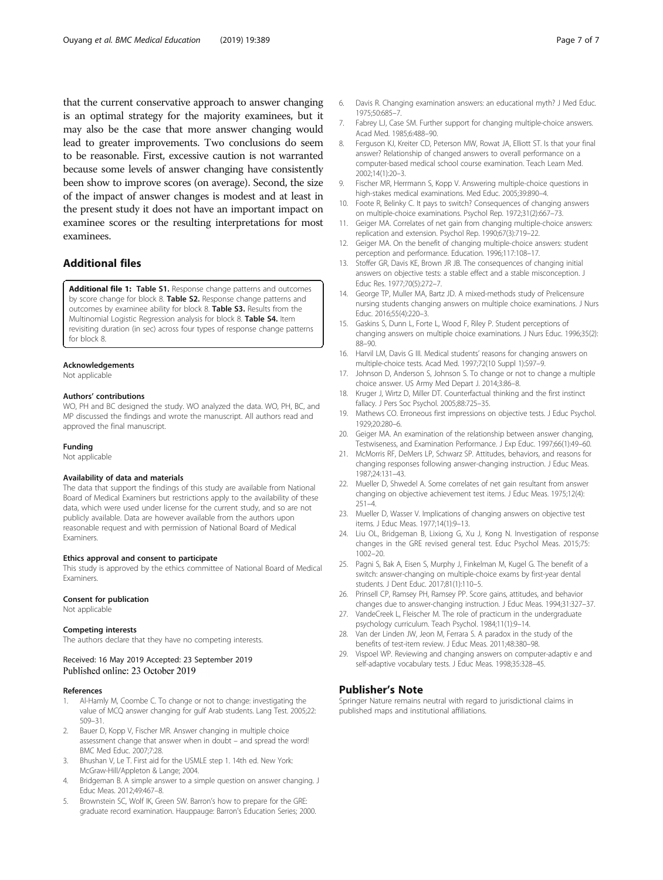that the current conservative approach to answer changing is an optimal strategy for the majority examinees, but it may also be the case that more answer changing would lead to greater improvements. Two conclusions do seem to be reasonable. First, excessive caution is not warranted because some levels of answer changing have consistently been show to improve scores (on average). Second, the size of the impact of answer changes is modest and at least in the present study it does not have an important impact on examinee scores or the resulting interpretations for most examinees.

## Additional files

**Additional file 1: Table S1.** Response change patterns and outcomes by score change for block 8. **Table S2.** Response change patterns and outcomes by examinee ability for block 8. **Table S3.** Results from the Multinomial Logistic Regression analysis for block 8. **Table S4.** Item revisiting duration (in sec) across four types of response change patterns for block 8.

#### Acknowledgements
Not applicable

#### Authors' contributions
WO, PH and BC designed the study. WO analyzed the data. WO, PH, BC, and MP discussed the findings and wrote the manuscript. All authors read and approved the final manuscript.

#### Funding
Not applicable

#### Availability of data and materials
The data that support the findings of this study are available from National Board of Medical Examiners but restrictions apply to the availability of these data, which were used under license for the current study, and so are not publicly available. Data are however available from the authors upon reasonable request and with permission of National Board of Medical Examiners.

#### Ethics approval and consent to participate
This study is approved by the ethics committee of National Board of Medical Examiners.

#### Consent for publication
Not applicable

#### Competing interests
The authors declare that they have no competing interests.

Received: 16 May 2019 Accepted: 23 September 2019
Published online: 23 October 2019

#### References
1. Al-Hamly M, Coombe C. To change or not to change: investigating the value of MCQ answer changing for gulf Arab students. Lang Test. 2005;22: 509–31.
2. Bauer D, Kopp V, Fischer MR. Answer changing in multiple choice assessment change that answer when in doubt – and spread the word! BMC Med Educ. 2007;7:28.
3. Bhushan V, Le T. First aid for the USMLE step 1. 14th ed. New York: McGraw-Hill/Appleton & Lange; 2004.
4. Bridgeman B. A simple answer to a simple question on answer changing. J Educ Meas. 2012;49:467–8.
5. Brownstein SC, Wolf IK, Green SW. Barron's how to prepare for the GRE: graduate record examination. Hauppauge: Barron's Education Series; 2000.
6. Davis R. Changing examination answers: an educational myth? J Med Educ. 1975;50:685–7.
7. Fabrey LJ, Case SM. Further support for changing multiple-choice answers. Acad Med. 1985;6:488–90.
8. Ferguson KJ, Kreiter CD, Peterson MW, Rowat JA, Elliott ST. Is that your final answer? Relationship of changed answers to overall performance on a computer-based medical school course examination. Teach Learn Med. 2002;14(1):20–3.
9. Fischer MR, Herrmann S, Kopp V. Answering multiple-choice questions in high-stakes medical examinations. Med Educ. 2005;39:890–4.
10. Foote R, Belinky C. It pays to switch? Consequences of changing answers on multiple-choice examinations. Psychol Rep. 1972;31(2):667–73.
11. Geiger MA. Correlates of net gain from changing multiple-choice answers: replication and extension. Psychol Rep. 1990;67(3):719–22.
12. Geiger MA. On the benefit of changing multiple-choice answers: student perception and performance. Education. 1996;117:108–17.
13. Stoffer GR, Davis KE, Brown JR JB. The consequences of changing initial answers on objective tests: a stable effect and a stable misconception. J Educ Res. 1977;70(5):272–7.
14. George TP, Muller MA, Bartz JD. A mixed-methods study of Prelicensure nursing students changing answers on multiple choice examinations. J Nurs Educ. 2016;55(4):220–3.
15. Gaskins S, Dunn L, Forte L, Wood F, Riley P. Student perceptions of changing answers on multiple choice examinations. J Nurs Educ. 1996;35(2): 88–90.
16. Harvil LM, Davis G III. Medical students' reasons for changing answers on multiple-choice tests. Acad Med. 1997;72(10 Suppl 1):S97–9.
17. Johnson D, Anderson S, Johnson S. To change or not to change a multiple choice answer. US Army Med Depart J. 2014;3:86–8.
18. Kruger J, Wirtz D, Miller DT. Counterfactual thinking and the first instinct fallacy. J Pers Soc Psychol. 2005;88:725–35.
19. Mathews CO. Erroneous first impressions on objective tests. J Educ Psychol. 1929;20:280–6.
20. Geiger MA. An examination of the relationship between answer changing, Testwiseness, and Examination Performance. J Exp Educ. 1997;66(1):49–60.
21. McMorris RF, DeMers LP, Schwarz SP. Attitudes, behaviors, and reasons for changing responses following answer-changing instruction. J Educ Meas. 1987;24:131–43.
22. Mueller D, Shwedel A. Some correlates of net gain resultant from answer changing on objective achievement test items. J Educ Meas. 1975;12(4): 251–4.
23. Mueller D, Wasser V. Implications of changing answers on objective test items. J Educ Meas. 1977;14(1):9–13.
24. Liu OL, Bridgeman B, Lixiong G, Xu J, Kong N. Investigation of response changes in the GRE revised general test. Educ Psychol Meas. 2015;75: 1002–20.
25. Pagni S, Bak A, Eisen S, Murphy J, Finkelman M, Kugel G. The benefit of a switch: answer-changing on multiple-choice exams by first-year dental students. J Dent Educ. 2017;81(1):110–5.
26. Prinsell CP, Ramsey PH, Ramsey PP. Score gains, attitudes, and behavior changes due to answer-changing instruction. J Educ Meas. 1994;31:327–37.
27. VandeCreek L, Fleischer M. The role of practicum in the undergraduate psychology curriculum. Teach Psychol. 1984;11(1):9–14.
28. Van der Linden JW, Jeon M, Ferrara S. A paradox in the study of the benefits of test-item review. J Educ Meas. 2011;48:380–98.
29. Vispoel WP. Reviewing and changing answers on computer-adaptiv e and self-adaptive vocabulary tests. J Educ Meas. 1998;35:328–45.

## Publisher's Note
Springer Nature remains neutral with regard to jurisdictional claims in published maps and institutional affiliations.